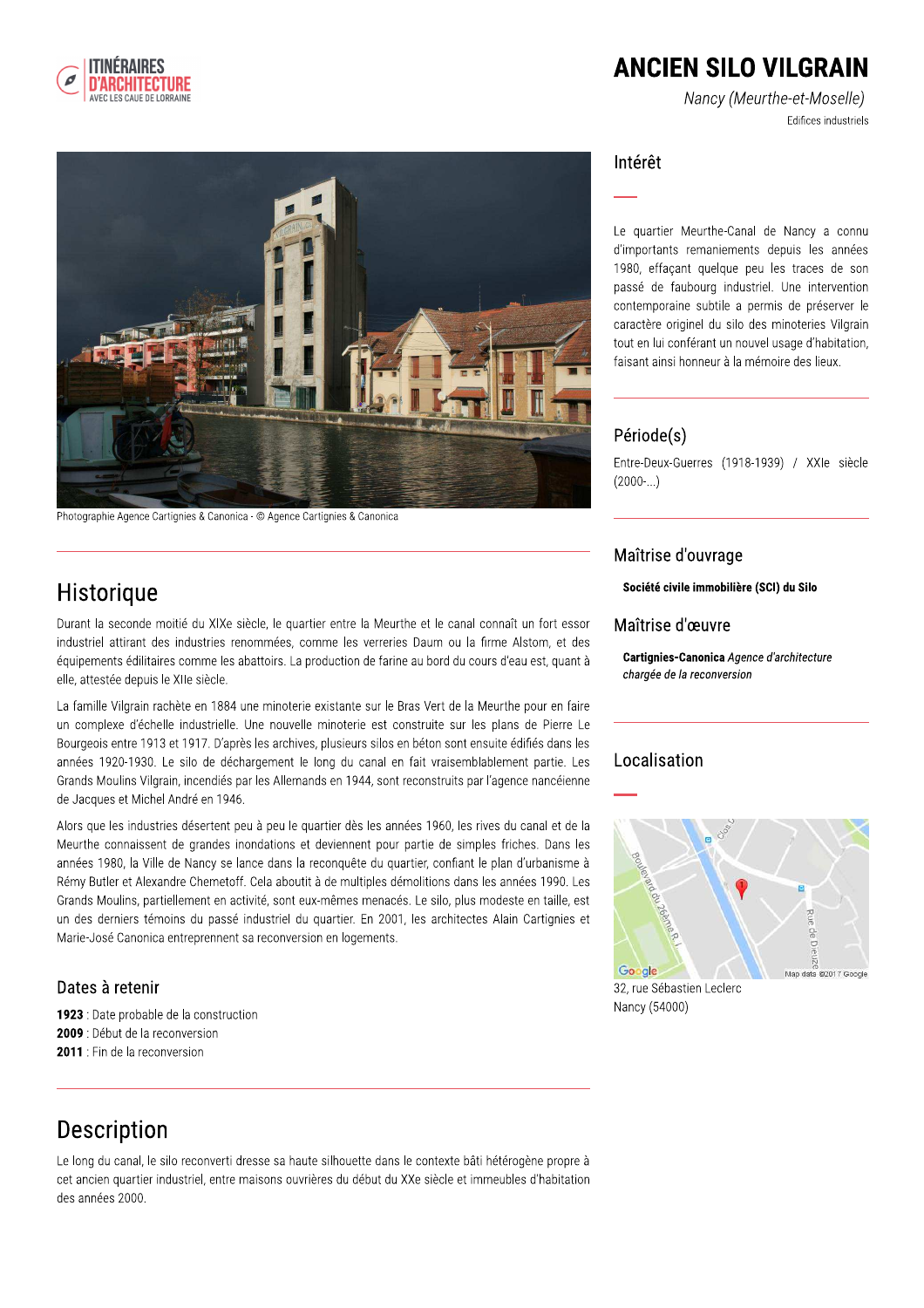# ANCIEN SILO VILGRAIN

*Nancy (Meurthe-et-Moselle)*

Edifices industriels

Photographie Agence Cartignies & Canonica - © Agence Cartignies & Canonica

## Intérêt

Le quartier Meurthe-Canal de Nancy a connu d'importants remaniements depuis les années 1980, effaçant quelque peu les traces de son passé de faubourg industriel. Une intervention contemporaine subtile a permis de préserver le caractère originel du silo des minoteries Vilgrain tout en lui conférant un nouvel usage d'habitation, faisant ainsi honneur à la mémoire des lieux.

## Période(s)

Entre-Deux-Guerres (1918-1939) / XXIe siècle (2000-...)

## Maîtrise d'ouvrage

**Société civile immobilière (SCI) du Silo**

## Maîtrise d'œuvre

**Cartignies-Canonica** *Agence d'architecture chargée de la reconversion*

## Localisation

32, rue Sébastien Leclerc
Nancy (54000)

## Historique

Durant la seconde moitié du XIXe siècle, le quartier entre la Meurthe et le canal connaît un fort essor industriel attirant des industries renommées, comme les verreries Daum ou la firme Alstom, et des équipements édilitaires comme les abattoirs. La production de farine au bord du cours d'eau est, quant à elle, attestée depuis le XIIe siècle.

La famille Vilgrain rachète en 1884 une minoterie existante sur le Bras Vert de la Meurthe pour en faire un complexe d'échelle industrielle. Une nouvelle minoterie est construite sur les plans de Pierre Le Bourgeois entre 1913 et 1917. D'après les archives, plusieurs silos en béton sont ensuite édifiés dans les années 1920-1930. Le silo de déchargement le long du canal en fait vraisemblablement partie. Les Grands Moulins Vilgrain, incendiés par les Allemands en 1944, sont reconstruits par l'agence nancéienne de Jacques et Michel André en 1946.

Alors que les industries désertent peu à peu le quartier dès les années 1960, les rives du canal et de la Meurthe connaissent de grandes inondations et deviennent pour partie de simples friches. Dans les années 1980, la Ville de Nancy se lance dans la reconquête du quartier, confiant le plan d'urbanisme à Rémy Butler et Alexandre Chemetoff. Cela aboutit à de multiples démolitions dans les années 1990. Les Grands Moulins, partiellement en activité, sont eux-mêmes menacés. Le silo, plus modeste en taille, est un des derniers témoins du passé industriel du quartier. En 2001, les architectes Alain Cartignies et Marie-José Canonica entreprennent sa reconversion en logements.

### Dates à retenir

**1923** : Date probable de la construction
**2009** : Début de la reconversion
**2011** : Fin de la reconversion

## Description

Le long du canal, le silo reconverti dresse sa haute silhouette dans le contexte bâti hétérogène propre à cet ancien quartier industriel, entre maisons ouvrières du début du XXe siècle et immeubles d'habitation des années 2000.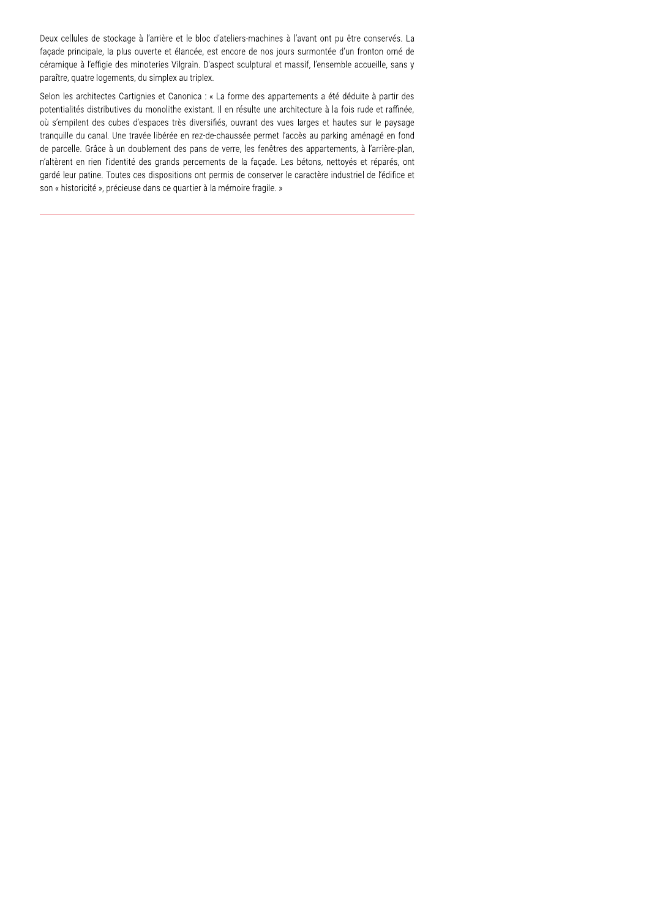Deux cellules de stockage à l'arrière et le bloc d'ateliers-machines à l'avant ont pu être conservés. La façade principale, la plus ouverte et élancée, est encore de nos jours surmontée d'un fronton orné de céramique à l'effigie des minoteries Vilgrain. D'aspect sculptural et massif, l'ensemble accueille, sans y paraître, quatre logements, du simplex au triplex.

Selon les architectes Cartignies et Canonica : « La forme des appartements a été déduite à partir des potentialités distributives du monolithe existant. Il en résulte une architecture à la fois rude et raffinée, où s'empilent des cubes d'espaces très diversifiés, ouvrant des vues larges et hautes sur le paysage tranquille du canal. Une travée libérée en rez-de-chaussée permet l'accès au parking aménagé en fond de parcelle. Grâce à un doublement des pans de verre, les fenêtres des appartements, à l'arrière-plan, n'altèrent en rien l'identité des grands percements de la façade. Les bétons, nettoyés et réparés, ont gardé leur patine. Toutes ces dispositions ont permis de conserver le caractère industriel de l'édifice et son « historicité », précieuse dans ce quartier à la mémoire fragile. »

---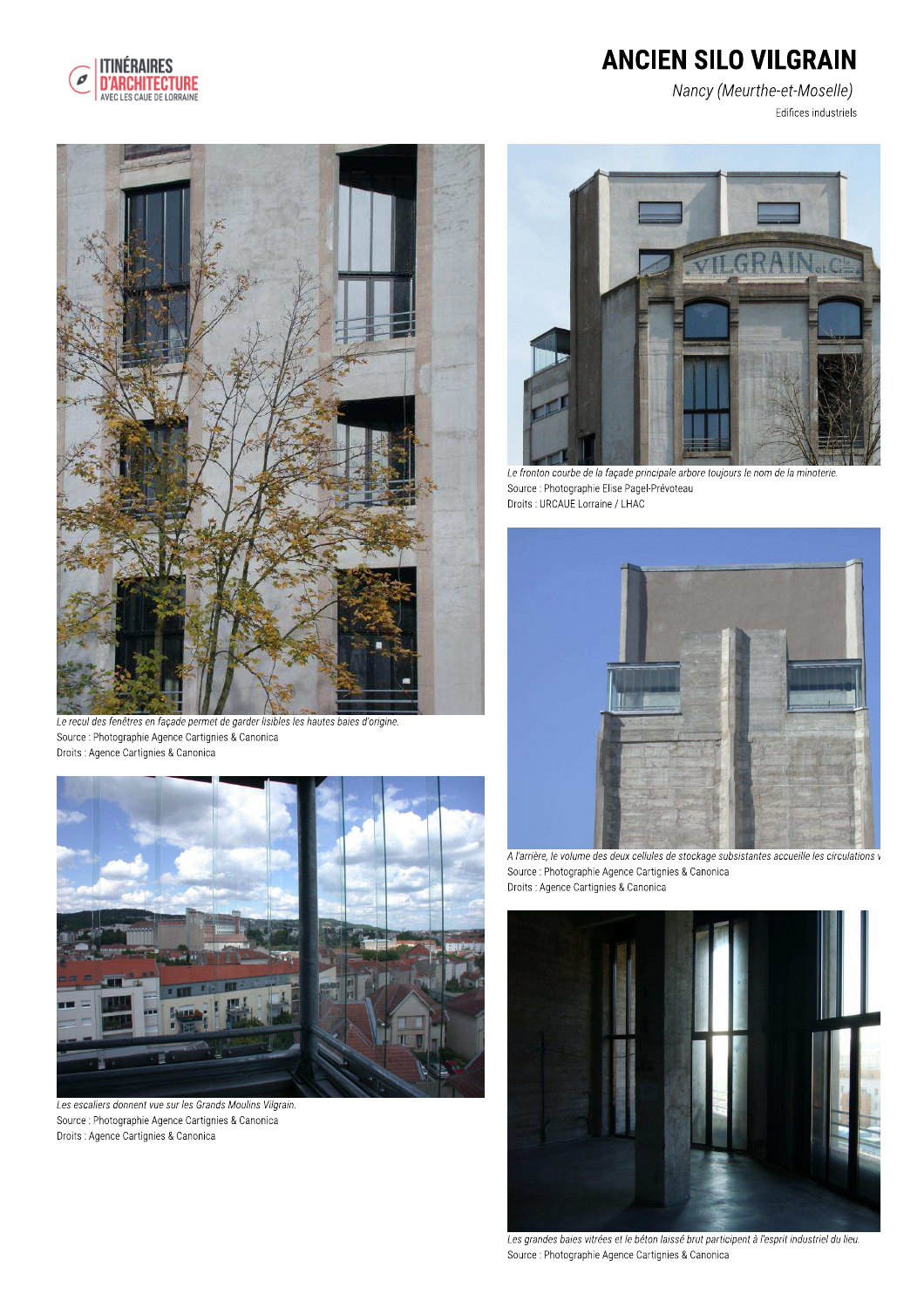# ANCIEN SILO VILGRAIN

*Nancy (Meurthe-et-Moselle)*

Edifices industriels

*Le recul des fenêtres en façade permet de garder lisibles les hautes baies d'origine.*
Source : Photographie Agence Cartignies & Canonica
Droits : Agence Cartignies & Canonica

*Les escaliers donnent vue sur les Grands Moulins Vilgrain.*
Source : Photographie Agence Cartignies & Canonica
Droits : Agence Cartignies & Canonica

*Le fronton courbe de la façade principale arbore toujours le nom de la minoterie.*
Source : Photographie Elise Pagel-Prévoteau
Droits : URCAUE Lorraine / LHAC

*A l'arrière, le volume des deux cellules de stockage subsistantes accueille les circulations v*
Source : Photographie Agence Cartignies & Canonica
Droits : Agence Cartignies & Canonica

*Les grandes baies vitrées et le béton laissé brut participent à l'esprit industriel du lieu.*
Source : Photographie Agence Cartignies & Canonica